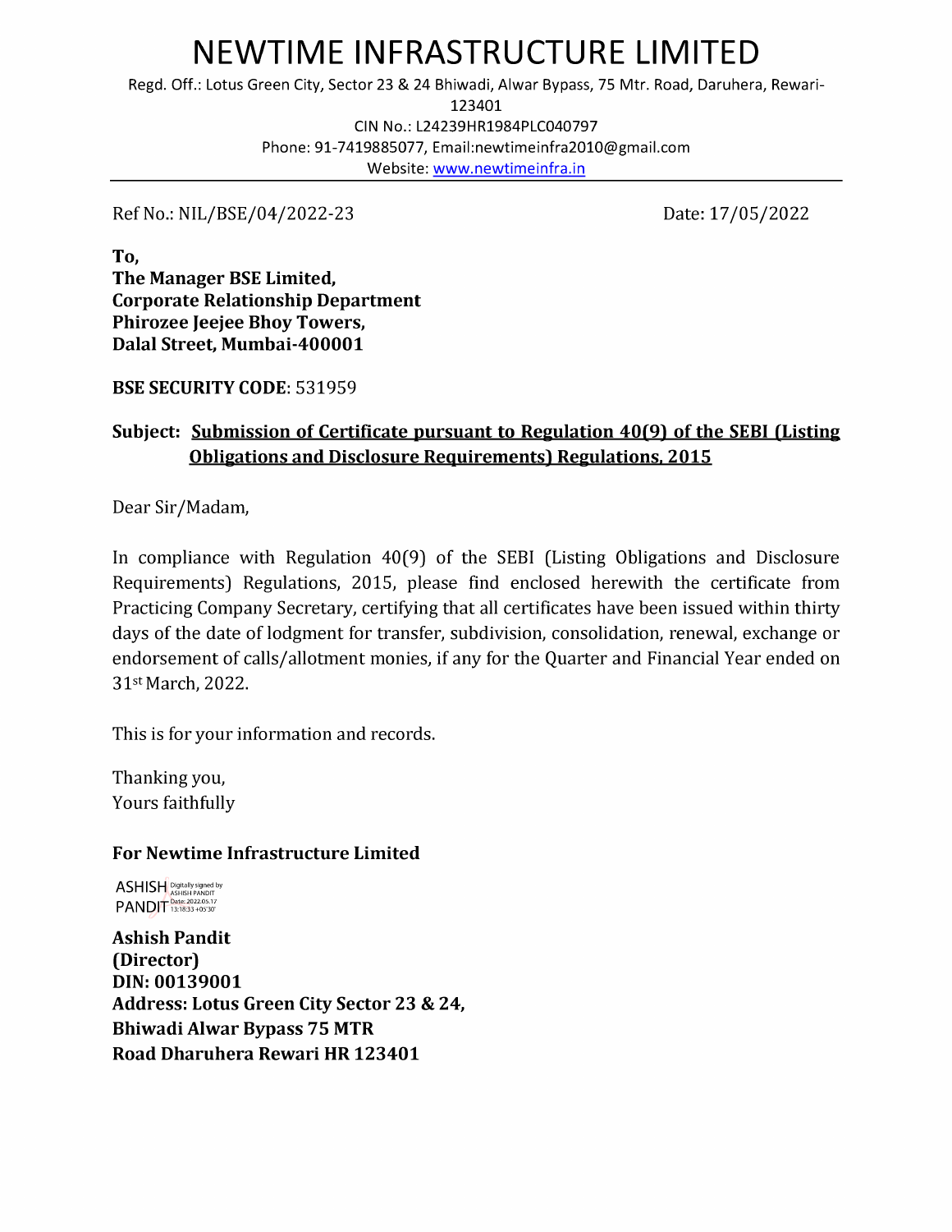# NEWTIME INFRASTRUCTURE LIMITED

Regd. Off.: Lotus Green City, Sector 23 & 24 Bhiwadi, Alwar Bypass, 75 Mtr. Road, Daruhera, Rewari-123401

CIN No.: L24239HR1984PLC040797

Phone: 91-7419885077, Email:newtimeinfra2010@gmail.com

Website: www.newtimeinfra.in

---

Ref No.: NIL/BSE/04/2022-23

Date: 17/05/2022

**To,**
**The Manager BSE Limited,**
**Corporate Relationship Department**
**Phirozee Jeejee Bhoy Towers,**
**Dalal Street, Mumbai-400001**

**BSE SECURITY CODE**: 531959

**Subject: Submission of Certificate pursuant to Regulation 40(9) of the SEBI (Listing Obligations and Disclosure Requirements) Regulations, 2015**

Dear Sir/Madam,

In compliance with Regulation 40(9) of the SEBI (Listing Obligations and Disclosure Requirements) Regulations, 2015, please find enclosed herewith the certificate from Practicing Company Secretary, certifying that all certificates have been issued within thirty days of the date of lodgment for transfer, subdivision, consolidation, renewal, exchange or endorsement of calls/allotment monies, if any for the Quarter and Financial Year ended on 31st March, 2022.

This is for your information and records.

Thanking you,
Yours faithfully

**For Newtime Infrastructure Limited**

ASHISH PANDIT Digitally signed by ASHISH PANDIT Date: 2022.05.17 13:18:33 +05'30'

**Ashish Pandit**
**(Director)**
**DIN: 00139001**
**Address: Lotus Green City Sector 23 & 24,**
**Bhiwadi Alwar Bypass 75 MTR**
**Road Dharuhera Rewari HR 123401**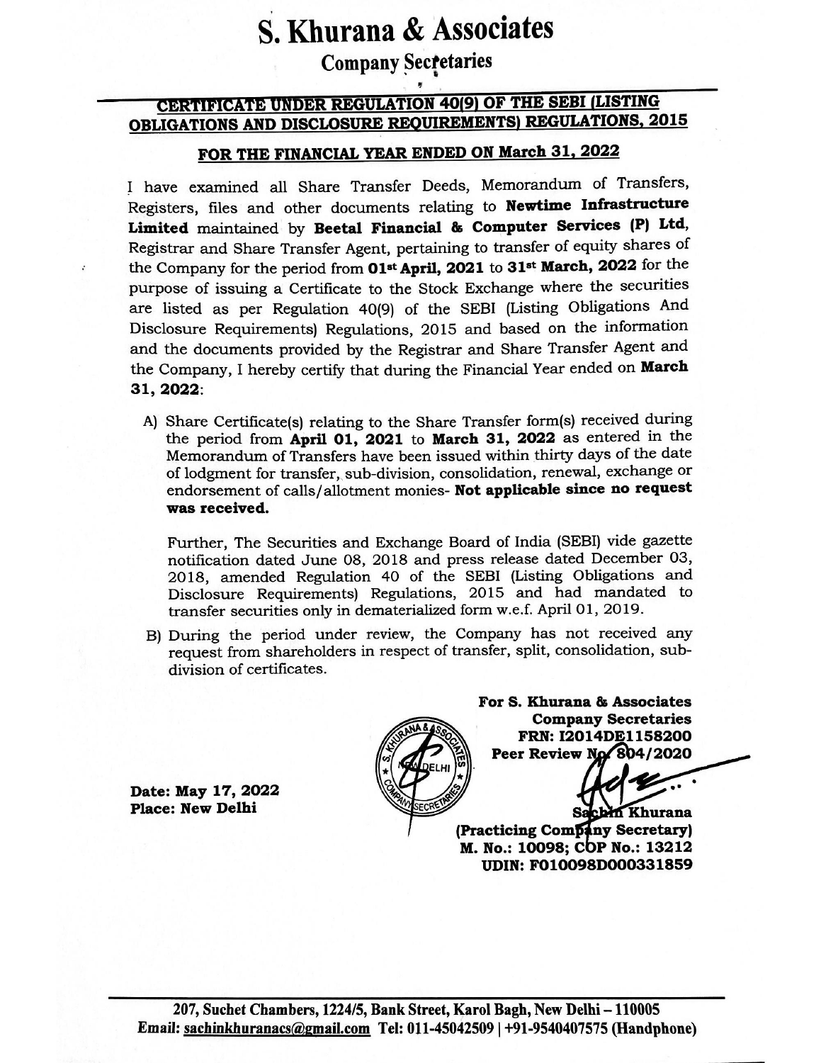# S. Khurana & Associates

**Company Secretaries**

## CERTIFICATE UNDER REGULATION 40(9) OF THE SEBI (LISTING OBLIGATIONS AND DISCLOSURE REQUIREMENTS) REGULATIONS, 2015

### FOR THE FINANCIAL YEAR ENDED ON March 31, 2022

I have examined all Share Transfer Deeds, Memorandum of Transfers, Registers, files and other documents relating to **Newtime Infrastructure Limited** maintained by **Beetal Financial & Computer Services (P) Ltd**, Registrar and Share Transfer Agent, pertaining to transfer of equity shares of the Company for the period from **01st April, 2021** to **31st March, 2022** for the purpose of issuing a Certificate to the Stock Exchange where the securities are listed as per Regulation 40(9) of the SEBI (Listing Obligations And Disclosure Requirements) Regulations, 2015 and based on the information and the documents provided by the Registrar and Share Transfer Agent and the Company, I hereby certify that during the Financial Year ended on **March 31, 2022**:

A) Share Certificate(s) relating to the Share Transfer form(s) received during the period from **April 01, 2021** to **March 31, 2022** as entered in the Memorandum of Transfers have been issued within thirty days of the date of lodgment for transfer, sub-division, consolidation, renewal, exchange or endorsement of calls/allotment monies- **Not applicable since no request was received.**

   Further, The Securities and Exchange Board of India (SEBI) vide gazette notification dated June 08, 2018 and press release dated December 03, 2018, amended Regulation 40 of the SEBI (Listing Obligations and Disclosure Requirements) Regulations, 2015 and had mandated to transfer securities only in dematerialized form w.e.f. April 01, 2019.

B) During the period under review, the Company has not received any request from shareholders in respect of transfer, split, consolidation, sub-division of certificates.

**For S. Khurana & Associates**
**Company Secretaries**
**FRN: I2014DE1158200**
**Peer Review No. 804/2020**

**Sachin Khurana**
**(Practicing Company Secretary)**
**M. No.: 10098; COP No.: 13212**
**UDIN: F010098D000331859**

**Date: May 17, 2022**
**Place: New Delhi**

**207, Suchet Chambers, 1224/5, Bank Street, Karol Bagh, New Delhi – 110005**
**Email: sachinkhuranacs@gmail.com Tel: 011-45042509 | +91-9540407575 (Handphone)**